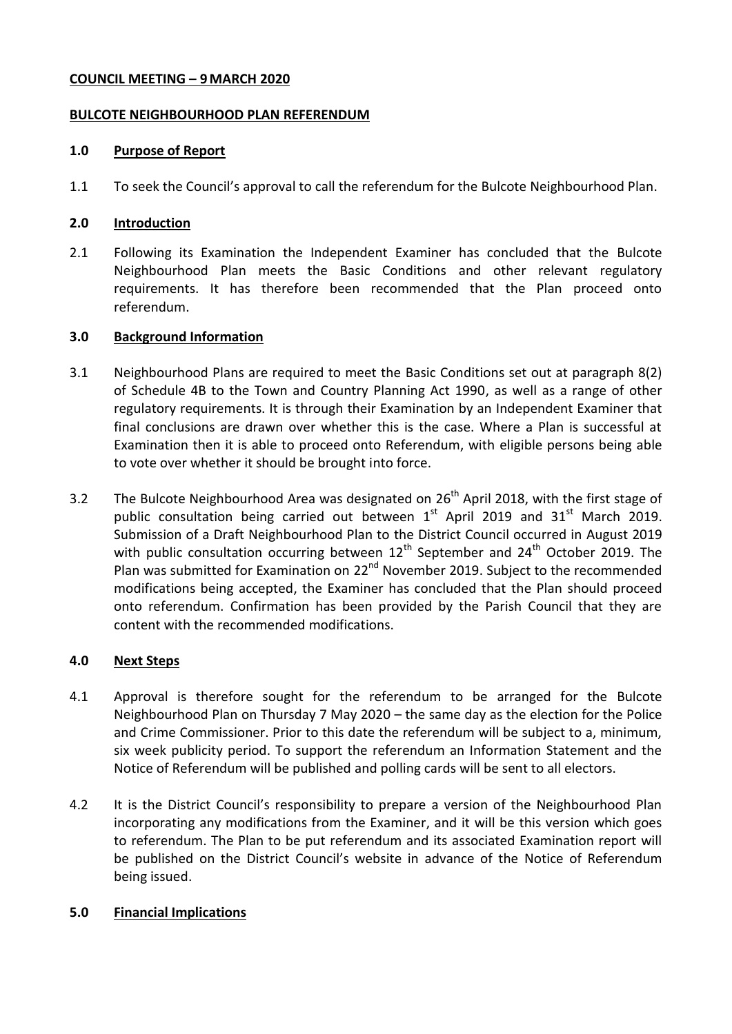**COUNCIL MEETING – 9 MARCH 2020**

**BULCOTE NEIGHBOURHOOD PLAN REFERENDUM**

**1.0 Purpose of Report**

1.1 To seek the Council's approval to call the referendum for the Bulcote Neighbourhood Plan.

**2.0 Introduction**

2.1 Following its Examination the Independent Examiner has concluded that the Bulcote Neighbourhood Plan meets the Basic Conditions and other relevant regulatory requirements. It has therefore been recommended that the Plan proceed onto referendum.

**3.0 Background Information**

3.1 Neighbourhood Plans are required to meet the Basic Conditions set out at paragraph 8(2) of Schedule 4B to the Town and Country Planning Act 1990, as well as a range of other regulatory requirements. It is through their Examination by an Independent Examiner that final conclusions are drawn over whether this is the case. Where a Plan is successful at Examination then it is able to proceed onto Referendum, with eligible persons being able to vote over whether it should be brought into force.

3.2 The Bulcote Neighbourhood Area was designated on 26th April 2018, with the first stage of public consultation being carried out between 1st April 2019 and 31st March 2019. Submission of a Draft Neighbourhood Plan to the District Council occurred in August 2019 with public consultation occurring between 12th September and 24th October 2019. The Plan was submitted for Examination on 22nd November 2019. Subject to the recommended modifications being accepted, the Examiner has concluded that the Plan should proceed onto referendum. Confirmation has been provided by the Parish Council that they are content with the recommended modifications.

**4.0 Next Steps**

4.1 Approval is therefore sought for the referendum to be arranged for the Bulcote Neighbourhood Plan on Thursday 7 May 2020 – the same day as the election for the Police and Crime Commissioner. Prior to this date the referendum will be subject to a, minimum, six week publicity period. To support the referendum an Information Statement and the Notice of Referendum will be published and polling cards will be sent to all electors.

4.2 It is the District Council's responsibility to prepare a version of the Neighbourhood Plan incorporating any modifications from the Examiner, and it will be this version which goes to referendum. The Plan to be put referendum and its associated Examination report will be published on the District Council's website in advance of the Notice of Referendum being issued.

**5.0 Financial Implications**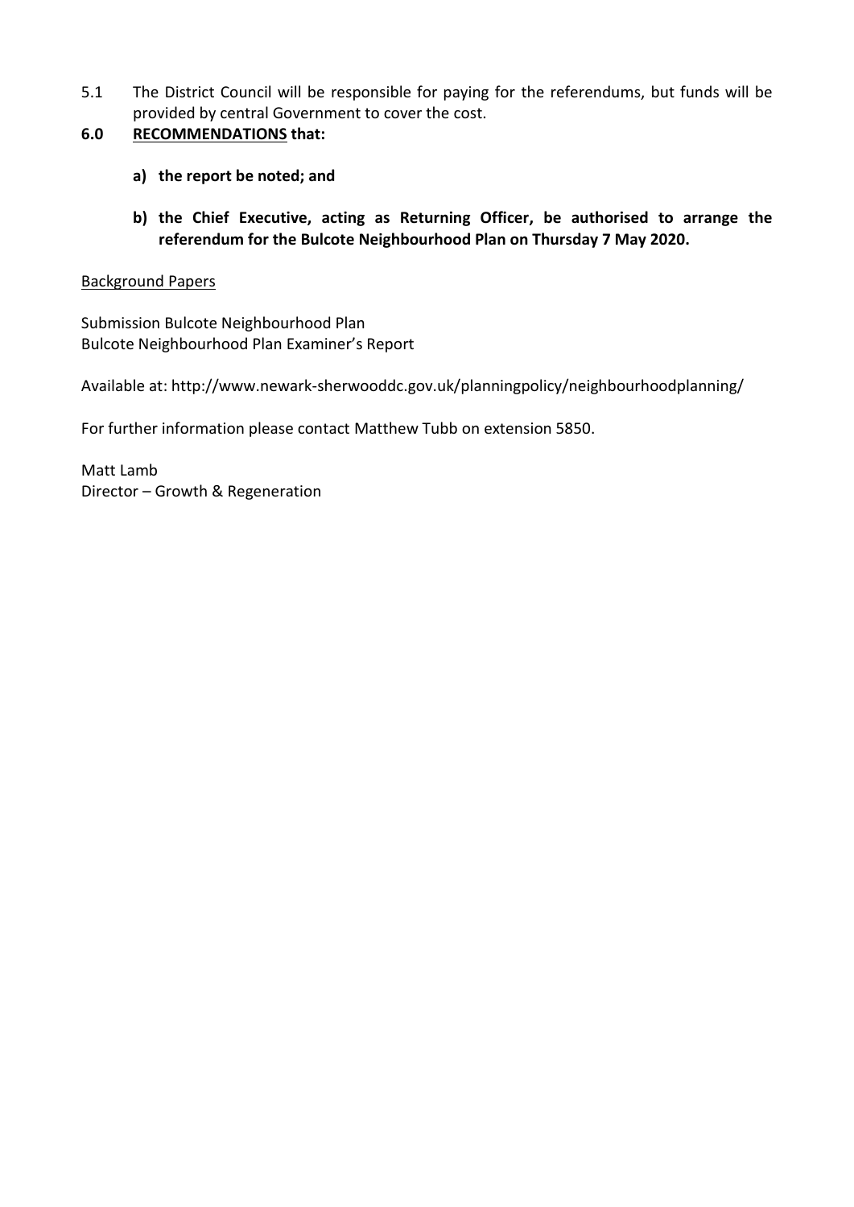5.1 The District Council will be responsible for paying for the referendums, but funds will be provided by central Government to cover the cost.

**6.0 <u>RECOMMENDATIONS</u> that:**

**a) the report be noted; and**

**b) the Chief Executive, acting as Returning Officer, be authorised to arrange the referendum for the Bulcote Neighbourhood Plan on Thursday 7 May 2020.**

<u>Background Papers</u>

Submission Bulcote Neighbourhood Plan
Bulcote Neighbourhood Plan Examiner's Report

Available at: http://www.newark-sherwooddc.gov.uk/planningpolicy/neighbourhoodplanning/

For further information please contact Matthew Tubb on extension 5850.

Matt Lamb
Director – Growth & Regeneration